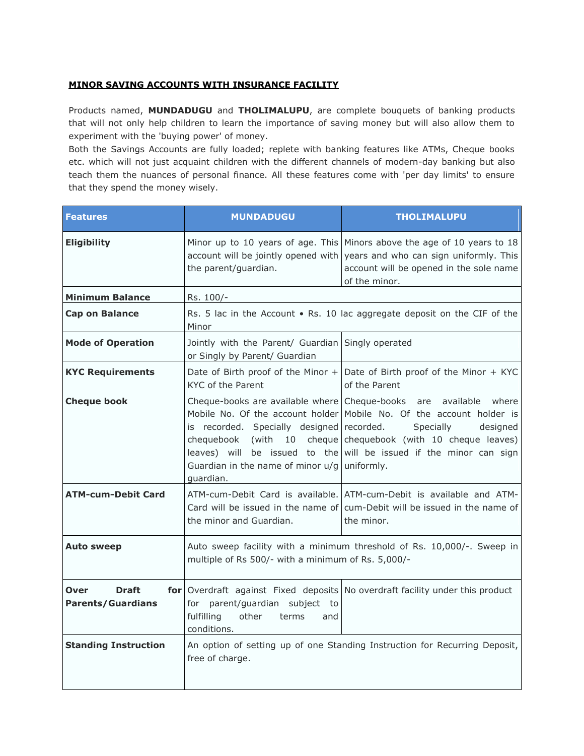**MINOR SAVING ACCOUNTS WITH INSURANCE FACILITY**

Products named, **MUNDADUGU** and **THOLIMALUPU**, are complete bouquets of banking products that will not only help children to learn the importance of saving money but will also allow them to experiment with the 'buying power' of money.

Both the Savings Accounts are fully loaded; replete with banking features like ATMs, Cheque books etc. which will not just acquaint children with the different channels of modern-day banking but also teach them the nuances of personal finance. All these features come with 'per day limits' to ensure that they spend the money wisely.

| Features | MUNDADUGU | THOLIMALUPU |
|---|---|---|
| **Eligibility** | Minor up to 10 years of age. This account will be jointly opened with the parent/guardian. | Minors above the age of 10 years to 18 years and who can sign uniformly. This account will be opened in the sole name of the minor. |
| **Minimum Balance** | Rs. 100/- | |
| **Cap on Balance** | Rs. 5 lac in the Account • Rs. 10 lac aggregate deposit on the CIF of the Minor | |
| **Mode of Operation** | Jointly with the Parent/ Guardian or Singly by Parent/ Guardian | Singly operated |
| **KYC Requirements** | Date of Birth proof of the Minor + KYC of the Parent | Date of Birth proof of the Minor + KYC of the Parent |
| **Cheque book** | Cheque-books are available where Mobile No. Of the account holder is recorded. Specially designed chequebook (with 10 cheque leaves) will be issued to the Guardian in the name of minor u/g guardian. | Cheque-books are available where Mobile No. Of the account holder is recorded. Specially designed chequebook (with 10 cheque leaves) will be issued if the minor can sign uniformly. |
| **ATM-cum-Debit Card** | ATM-cum-Debit Card is available. Card will be issued in the name of the minor and Guardian. | ATM-cum-Debit is available and ATM-cum-Debit will be issued in the name of the minor. |
| **Auto sweep** | Auto sweep facility with a minimum threshold of Rs. 10,000/-. Sweep in multiple of Rs 500/- with a minimum of Rs. 5,000/- | |
| **Over Draft for Parents/Guardians** | Overdraft against Fixed deposits for parent/guardian subject to fulfilling other terms and conditions. | No overdraft facility under this product |
| **Standing Instruction** | An option of setting up of one Standing Instruction for Recurring Deposit, free of charge. | |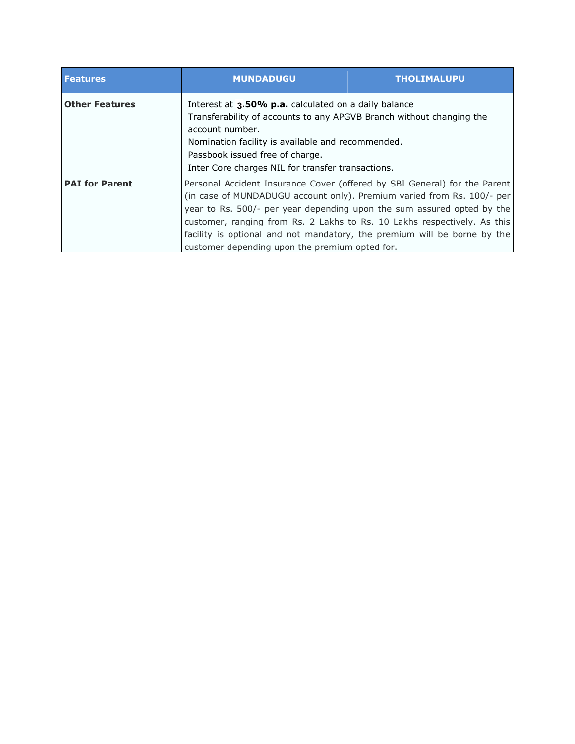| Features | MUNDADUGU | THOLIMALUPU |
|---|---|---|
| **Other Features** | Interest at **3.50% p.a.** calculated on a daily balance<br>Transferability of accounts to any APGVB Branch without changing the account number.<br>Nomination facility is available and recommended.<br>Passbook issued free of charge.<br>Inter Core charges NIL for transfer transactions. | |
| **PAI for Parent** | Personal Accident Insurance Cover (offered by SBI General) for the Parent (in case of MUNDADUGU account only). Premium varied from Rs. 100/- per year to Rs. 500/- per year depending upon the sum assured opted by the customer, ranging from Rs. 2 Lakhs to Rs. 10 Lakhs respectively. As this facility is optional and not mandatory, the premium will be borne by the customer depending upon the premium opted for. | |